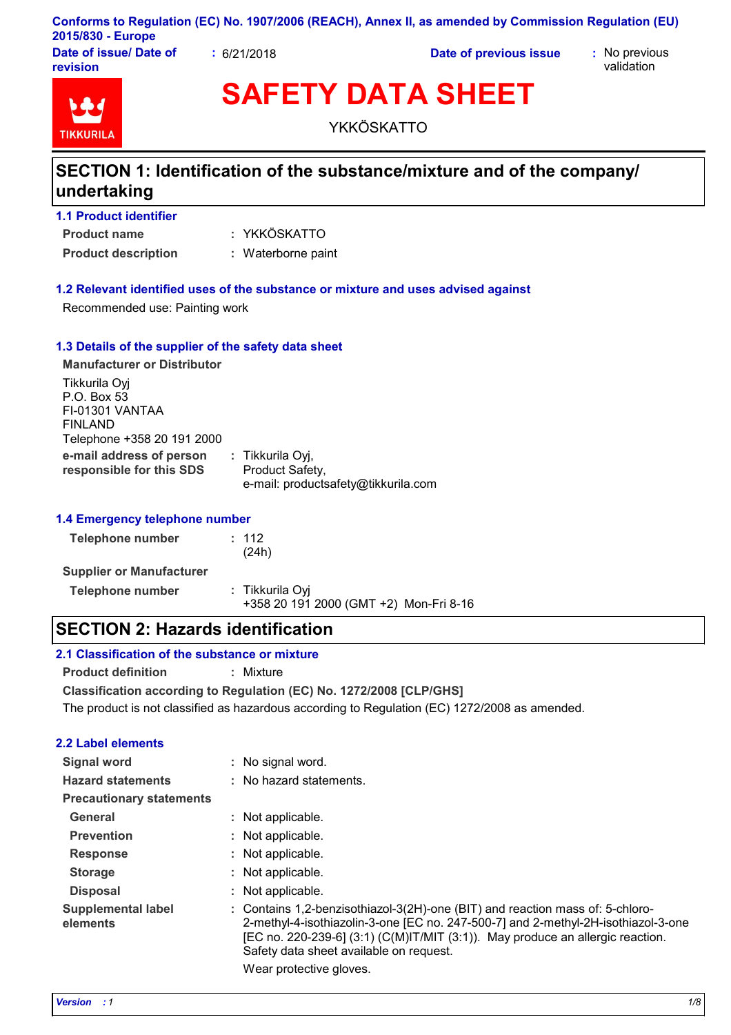**Conforms to Regulation (EC) No. 1907/2006 (REACH), Annex II, as amended by Commission Regulation (EU) 2015/830 - Europe**

**Date of issue/ Date of revision** : 6/21/2018 **Date of previous issue** : No previous validation

TIKKURILA

# SAFETY DATA SHEET

YKKÖSKATTO

## SECTION 1: Identification of the substance/mixture and of the company/ undertaking

### 1.1 Product identifier

**Product name** : YKKÖSKATTO

**Product description** : Waterborne paint

### 1.2 Relevant identified uses of the substance or mixture and uses advised against

Recommended use: Painting work

### 1.3 Details of the supplier of the safety data sheet

**Manufacturer or Distributor**

Tikkurila Oyj
P.O. Box 53
FI-01301 VANTAA
FINLAND
Telephone +358 20 191 2000

**e-mail address of person responsible for this SDS** : Tikkurila Oyj,
Product Safety,
e-mail: productsafety@tikkurila.com

### 1.4 Emergency telephone number

**Telephone number** : 112
(24h)

**Supplier or Manufacturer**

**Telephone number** : Tikkurila Oyj
+358 20 191 2000 (GMT +2) Mon-Fri 8-16

## SECTION 2: Hazards identification

### 2.1 Classification of the substance or mixture

**Product definition** : Mixture

**Classification according to Regulation (EC) No. 1272/2008 [CLP/GHS]**

The product is not classified as hazardous according to Regulation (EC) 1272/2008 as amended.

### 2.2 Label elements

**Signal word** : No signal word.

**Hazard statements** : No hazard statements.

**Precautionary statements**

**General** : Not applicable.

**Prevention** : Not applicable.

**Response** : Not applicable.

**Storage** : Not applicable.

**Disposal** : Not applicable.

**Supplemental label elements** : Contains 1,2-benzisothiazol-3(2H)-one (BIT) and reaction mass of: 5-chloro-2-methyl-4-isothiazolin-3-one [EC no. 247-500-7] and 2-methyl-2H-isothiazol-3-one [EC no. 220-239-6] (3:1) (C(M)IT/MIT (3:1)). May produce an allergic reaction. Safety data sheet available on request.

Wear protective gloves.

*Version : 1*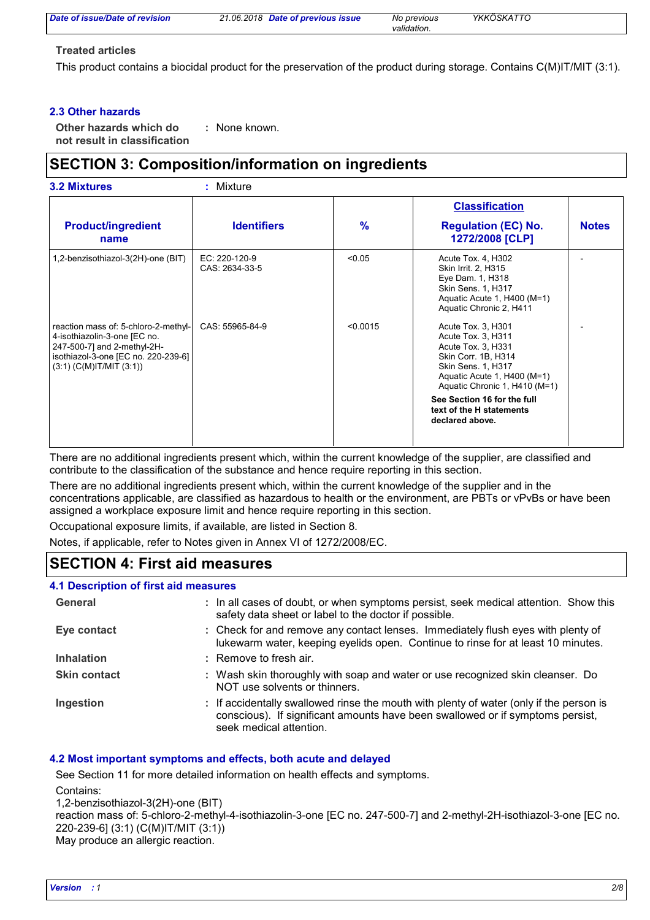**Treated articles**

This product contains a biocidal product for the preservation of the product during storage. Contains C(M)IT/MIT (3:1).

### 2.3 Other hazards

**Other hazards which do not result in classification** : None known.

## SECTION 3: Composition/information on ingredients

**3.2 Mixtures** : Mixture

| Product/ingredient name | Identifiers | % | Classification Regulation (EC) No. 1272/2008 [CLP] | Notes |
|---|---|---|---|---|
| 1,2-benzisothiazol-3(2H)-one (BIT) | EC: 220-120-9<br>CAS: 2634-33-5 | <0.05 | Acute Tox. 4, H302<br>Skin Irrit. 2, H315<br>Eye Dam. 1, H318<br>Skin Sens. 1, H317<br>Aquatic Acute 1, H400 (M=1)<br>Aquatic Chronic 2, H411 | - |
| reaction mass of: 5-chloro-2-methyl-4-isothiazolin-3-one [EC no. 247-500-7] and 2-methyl-2H-isothiazol-3-one [EC no. 220-239-6] (3:1) (C(M)IT/MIT (3:1)) | CAS: 55965-84-9 | <0.0015 | Acute Tox. 3, H301<br>Acute Tox. 3, H311<br>Acute Tox. 3, H331<br>Skin Corr. 1B, H314<br>Skin Sens. 1, H317<br>Aquatic Acute 1, H400 (M=1)<br>Aquatic Chronic 1, H410 (M=1)<br>**See Section 16 for the full text of the H statements declared above.** | - |

There are no additional ingredients present which, within the current knowledge of the supplier, are classified and contribute to the classification of the substance and hence require reporting in this section.

There are no additional ingredients present which, within the current knowledge of the supplier and in the concentrations applicable, are classified as hazardous to health or the environment, are PBTs or vPvBs or have been assigned a workplace exposure limit and hence require reporting in this section.

Occupational exposure limits, if available, are listed in Section 8.

Notes, if applicable, refer to Notes given in Annex VI of 1272/2008/EC.

## SECTION 4: First aid measures

### 4.1 Description of first aid measures

**General** : In all cases of doubt, or when symptoms persist, seek medical attention. Show this safety data sheet or label to the doctor if possible.

**Eye contact** : Check for and remove any contact lenses. Immediately flush eyes with plenty of lukewarm water, keeping eyelids open. Continue to rinse for at least 10 minutes.

**Inhalation** : Remove to fresh air.

**Skin contact** : Wash skin thoroughly with soap and water or use recognized skin cleanser. Do NOT use solvents or thinners.

**Ingestion** : If accidentally swallowed rinse the mouth with plenty of water (only if the person is conscious). If significant amounts have been swallowed or if symptoms persist, seek medical attention.

### 4.2 Most important symptoms and effects, both acute and delayed

See Section 11 for more detailed information on health effects and symptoms.

Contains:
1,2-benzisothiazol-3(2H)-one (BIT)
reaction mass of: 5-chloro-2-methyl-4-isothiazolin-3-one [EC no. 247-500-7] and 2-methyl-2H-isothiazol-3-one [EC no. 220-239-6] (3:1) (C(M)IT/MIT (3:1))
May produce an allergic reaction.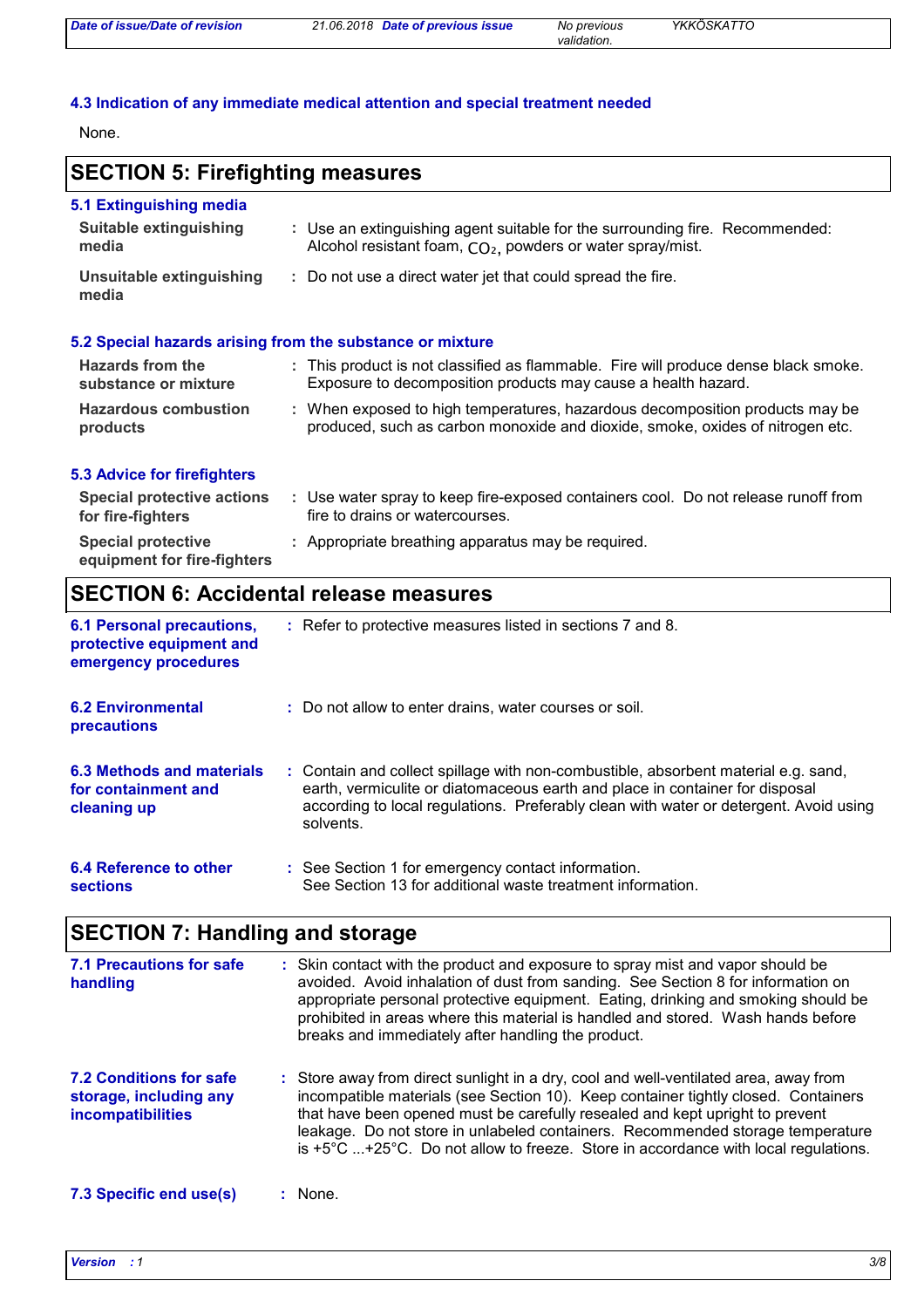### 4.3 Indication of any immediate medical attention and special treatment needed

None.

## SECTION 5: Firefighting measures

### 5.1 Extinguishing media

| | |
|---|---|
| **Suitable extinguishing media** | : Use an extinguishing agent suitable for the surrounding fire. Recommended: Alcohol resistant foam, $CO_2$, powders or water spray/mist. |
| **Unsuitable extinguishing media** | : Do not use a direct water jet that could spread the fire. |

### 5.2 Special hazards arising from the substance or mixture

| | |
|---|---|
| **Hazards from the substance or mixture** | : This product is not classified as flammable. Fire will produce dense black smoke. Exposure to decomposition products may cause a health hazard. |
| **Hazardous combustion products** | : When exposed to high temperatures, hazardous decomposition products may be produced, such as carbon monoxide and dioxide, smoke, oxides of nitrogen etc. |

### 5.3 Advice for firefighters

| | |
|---|---|
| **Special protective actions for fire-fighters** | : Use water spray to keep fire-exposed containers cool. Do not release runoff from fire to drains or watercourses. |
| **Special protective equipment for fire-fighters** | : Appropriate breathing apparatus may be required. |

## SECTION 6: Accidental release measures

| | |
|---|---|
| **6.1 Personal precautions, protective equipment and emergency procedures** | : Refer to protective measures listed in sections 7 and 8. |
| **6.2 Environmental precautions** | : Do not allow to enter drains, water courses or soil. |
| **6.3 Methods and materials for containment and cleaning up** | : Contain and collect spillage with non-combustible, absorbent material e.g. sand, earth, vermiculite or diatomaceous earth and place in container for disposal according to local regulations. Preferably clean with water or detergent. Avoid using solvents. |
| **6.4 Reference to other sections** | : See Section 1 for emergency contact information.<br>See Section 13 for additional waste treatment information. |

## SECTION 7: Handling and storage

| | |
|---|---|
| **7.1 Precautions for safe handling** | : Skin contact with the product and exposure to spray mist and vapor should be avoided. Avoid inhalation of dust from sanding. See Section 8 for information on appropriate personal protective equipment. Eating, drinking and smoking should be prohibited in areas where this material is handled and stored. Wash hands before breaks and immediately after handling the product. |
| **7.2 Conditions for safe storage, including any incompatibilities** | : Store away from direct sunlight in a dry, cool and well-ventilated area, away from incompatible materials (see Section 10). Keep container tightly closed. Containers that have been opened must be carefully resealed and kept upright to prevent leakage. Do not store in unlabeled containers. Recommended storage temperature is +5°C ...+25°C. Do not allow to freeze. Store in accordance with local regulations. |
| **7.3 Specific end use(s)** | : None. |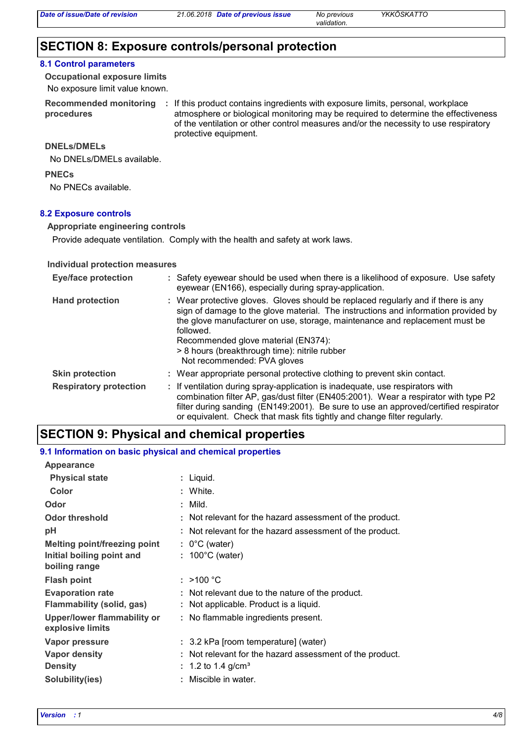## SECTION 8: Exposure controls/personal protection

### 8.1 Control parameters

**Occupational exposure limits**

No exposure limit value known.

**Recommended monitoring procedures** : If this product contains ingredients with exposure limits, personal, workplace atmosphere or biological monitoring may be required to determine the effectiveness of the ventilation or other control measures and/or the necessity to use respiratory protective equipment.

**DNELs/DMELs**

No DNELs/DMELs available.

**PNECs**

No PNECs available.

### 8.2 Exposure controls

**Appropriate engineering controls**

Provide adequate ventilation. Comply with the health and safety at work laws.

**Individual protection measures**

**Eye/face protection** : Safety eyewear should be used when there is a likelihood of exposure. Use safety eyewear (EN166), especially during spray-application.

**Hand protection** : Wear protective gloves. Gloves should be replaced regularly and if there is any sign of damage to the glove material. The instructions and information provided by the glove manufacturer on use, storage, maintenance and replacement must be followed.
Recommended glove material (EN374):
> 8 hours (breakthrough time): nitrile rubber
Not recommended: PVA gloves

**Skin protection** : Wear appropriate personal protective clothing to prevent skin contact.

**Respiratory protection** : If ventilation during spray-application is inadequate, use respirators with combination filter AP, gas/dust filter (EN405:2001). Wear a respirator with type P2 filter during sanding (EN149:2001). Be sure to use an approved/certified respirator or equivalent. Check that mask fits tightly and change filter regularly.

## SECTION 9: Physical and chemical properties

### 9.1 Information on basic physical and chemical properties

**Appearance**

**Physical state** : Liquid.

**Color** : White.

**Odor** : Mild.

**Odor threshold** : Not relevant for the hazard assessment of the product.

**pH** : Not relevant for the hazard assessment of the product.

**Melting point/freezing point** : 0°C (water)

**Initial boiling point and boiling range** : 100°C (water)

**Flash point** : >100 °C

**Evaporation rate** : Not relevant due to the nature of the product.

**Flammability (solid, gas)** : Not applicable. Product is a liquid.

**Upper/lower flammability or explosive limits** : No flammable ingredients present.

**Vapor pressure** : 3.2 kPa [room temperature] (water)

**Vapor density** : Not relevant for the hazard assessment of the product.

**Density** : 1.2 to 1.4 g/cm$^3$

**Solubility(ies)** : Miscible in water.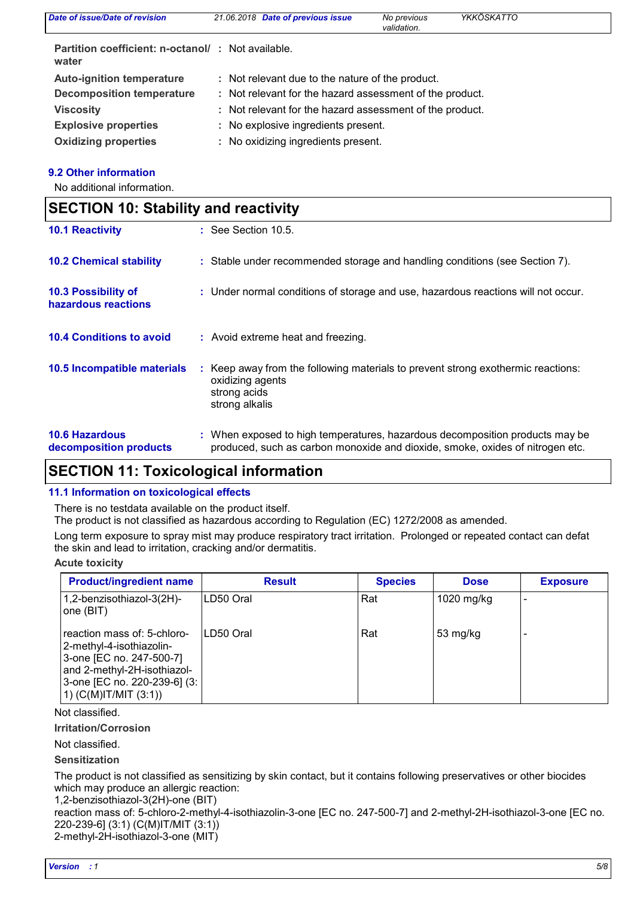| | | |
|---|---|---|
| **Partition coefficient: n-octanol/ water** | : | Not available. |
| **Auto-ignition temperature** | : | Not relevant due to the nature of the product. |
| **Decomposition temperature** | : | Not relevant for the hazard assessment of the product. |
| **Viscosity** | : | Not relevant for the hazard assessment of the product. |
| **Explosive properties** | : | No explosive ingredients present. |
| **Oxidizing properties** | : | No oxidizing ingredients present. |

### 9.2 Other information

No additional information.

## SECTION 10: Stability and reactivity

**10.1 Reactivity** : See Section 10.5.

**10.2 Chemical stability** : Stable under recommended storage and handling conditions (see Section 7).

**10.3 Possibility of hazardous reactions** : Under normal conditions of storage and use, hazardous reactions will not occur.

**10.4 Conditions to avoid** : Avoid extreme heat and freezing.

**10.5 Incompatible materials** : Keep away from the following materials to prevent strong exothermic reactions:
oxidizing agents
strong acids
strong alkalis

**10.6 Hazardous decomposition products** : When exposed to high temperatures, hazardous decomposition products may be produced, such as carbon monoxide and dioxide, smoke, oxides of nitrogen etc.

## SECTION 11: Toxicological information

### 11.1 Information on toxicological effects

There is no testdata available on the product itself.
The product is not classified as hazardous according to Regulation (EC) 1272/2008 as amended.

Long term exposure to spray mist may produce respiratory tract irritation. Prolonged or repeated contact can defat the skin and lead to irritation, cracking and/or dermatitis.

**Acute toxicity**

| Product/ingredient name | Result | Species | Dose | Exposure |
|---|---|---|---|---|
| 1,2-benzisothiazol-3(2H)-one (BIT) | LD50 Oral | Rat | 1020 mg/kg | - |
| reaction mass of: 5-chloro-2-methyl-4-isothiazolin-3-one [EC no. 247-500-7] and 2-methyl-2H-isothiazol-3-one [EC no. 220-239-6] (3:1) (C(M)IT/MIT (3:1)) | LD50 Oral | Rat | 53 mg/kg | - |

Not classified.

**Irritation/Corrosion**

Not classified.

**Sensitization**

The product is not classified as sensitizing by skin contact, but it contains following preservatives or other biocides which may produce an allergic reaction:
1,2-benzisothiazol-3(2H)-one (BIT)
reaction mass of: 5-chloro-2-methyl-4-isothiazolin-3-one [EC no. 247-500-7] and 2-methyl-2H-isothiazol-3-one [EC no. 220-239-6] (3:1) (C(M)IT/MIT (3:1))
2-methyl-2H-isothiazol-3-one (MIT)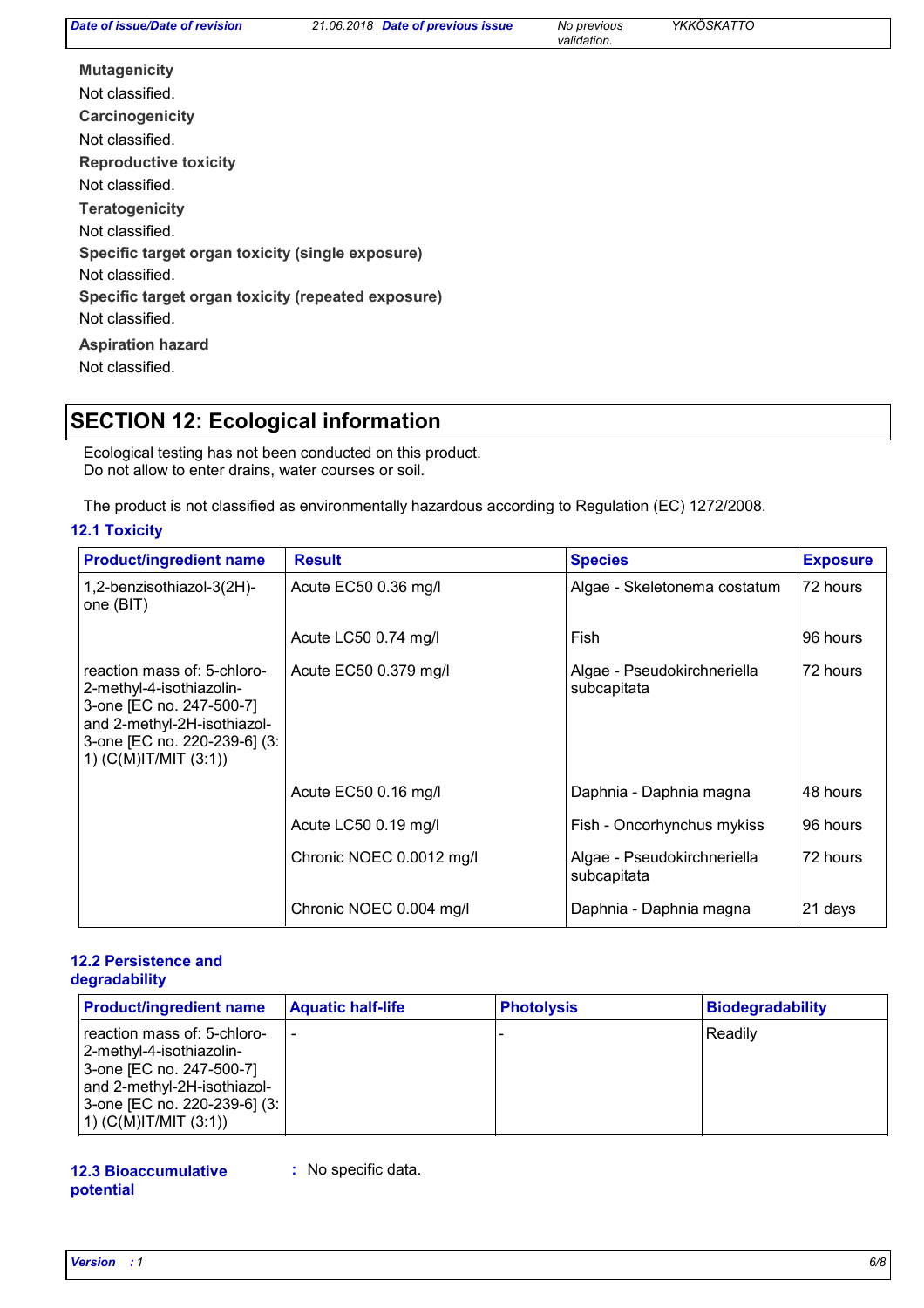**Mutagenicity**

Not classified.

**Carcinogenicity**

Not classified.

**Reproductive toxicity**

Not classified.

**Teratogenicity**

Not classified.

**Specific target organ toxicity (single exposure)**

Not classified.

**Specific target organ toxicity (repeated exposure)**

Not classified.

**Aspiration hazard**

Not classified.

## SECTION 12: Ecological information

Ecological testing has not been conducted on this product.
Do not allow to enter drains, water courses or soil.

The product is not classified as environmentally hazardous according to Regulation (EC) 1272/2008.

### 12.1 Toxicity

| Product/ingredient name | Result | Species | Exposure |
|---|---|---|---|
| 1,2-benzisothiazol-3(2H)-one (BIT) | Acute EC50 0.36 mg/l | Algae - Skeletonema costatum | 72 hours |
| | Acute LC50 0.74 mg/l | Fish | 96 hours |
| reaction mass of: 5-chloro-2-methyl-4-isothiazolin-3-one [EC no. 247-500-7] and 2-methyl-2H-isothiazol-3-one [EC no. 220-239-6] (3:1) (C(M)IT/MIT (3:1)) | Acute EC50 0.379 mg/l | Algae - Pseudokirchneriella subcapitata | 72 hours |
| | Acute EC50 0.16 mg/l | Daphnia - Daphnia magna | 48 hours |
| | Acute LC50 0.19 mg/l | Fish - Oncorhynchus mykiss | 96 hours |
| | Chronic NOEC 0.0012 mg/l | Algae - Pseudokirchneriella subcapitata | 72 hours |
| | Chronic NOEC 0.004 mg/l | Daphnia - Daphnia magna | 21 days |

### 12.2 Persistence and degradability

| Product/ingredient name | Aquatic half-life | Photolysis | Biodegradability |
|---|---|---|---|
| reaction mass of: 5-chloro-2-methyl-4-isothiazolin-3-one [EC no. 247-500-7] and 2-methyl-2H-isothiazol-3-one [EC no. 220-239-6] (3:1) (C(M)IT/MIT (3:1)) | - | - | Readily |

### 12.3 Bioaccumulative potential

: No specific data.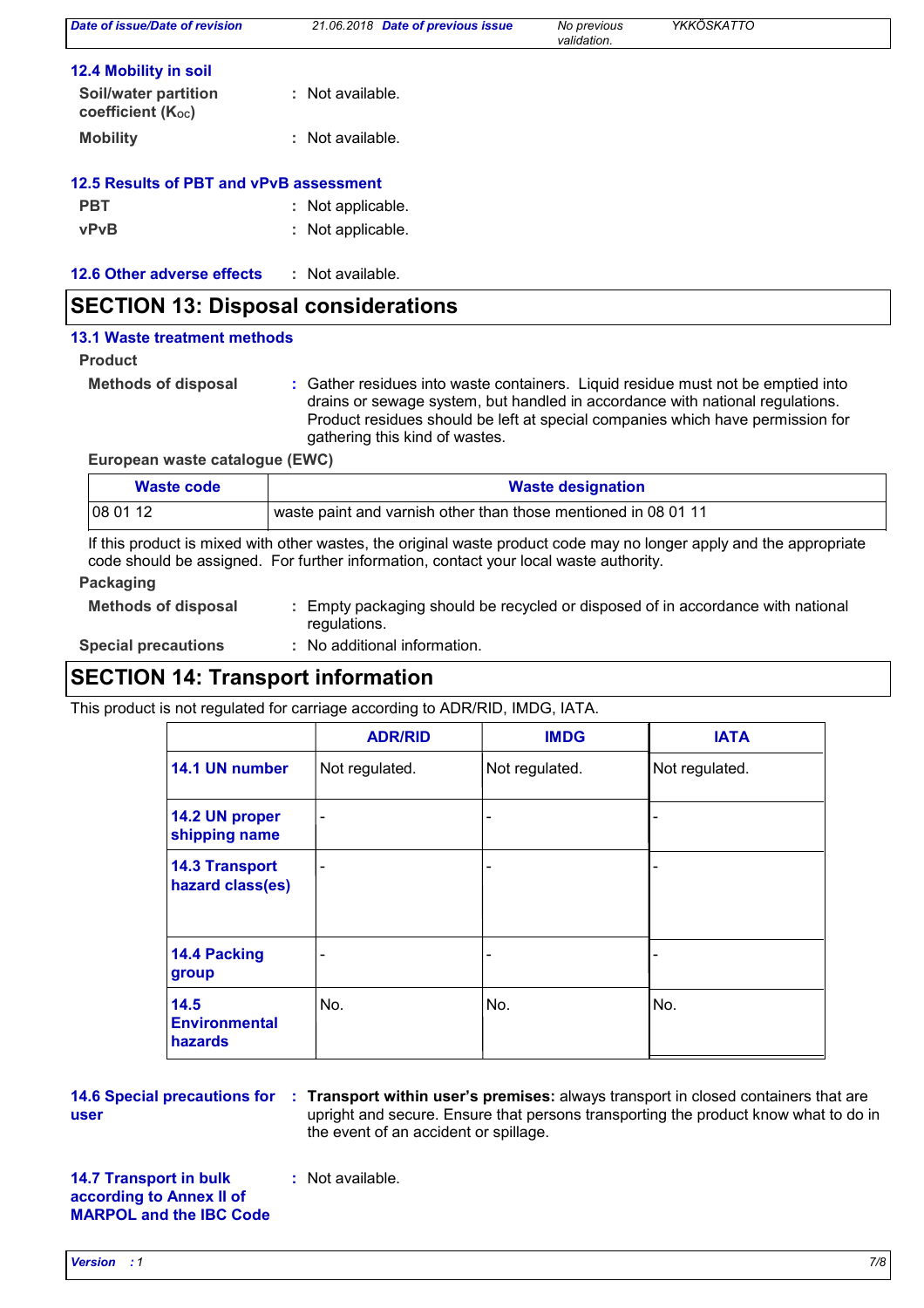### 12.4 Mobility in soil

**Soil/water partition coefficient ($K_{OC}$)** : Not available.

**Mobility** : Not available.

### 12.5 Results of PBT and vPvB assessment

**PBT** : Not applicable.

**vPvB** : Not applicable.

### 12.6 Other adverse effects : Not available.

## SECTION 13: Disposal considerations

### 13.1 Waste treatment methods

**Product**

**Methods of disposal** : Gather residues into waste containers. Liquid residue must not be emptied into drains or sewage system, but handled in accordance with national regulations. Product residues should be left at special companies which have permission for gathering this kind of wastes.

**European waste catalogue (EWC)**

| Waste code | Waste designation |
|---|---|
| 08 01 12 | waste paint and varnish other than those mentioned in 08 01 11 |

If this product is mixed with other wastes, the original waste product code may no longer apply and the appropriate code should be assigned. For further information, contact your local waste authority.

**Packaging**

**Methods of disposal** : Empty packaging should be recycled or disposed of in accordance with national regulations.

**Special precautions** : No additional information.

## SECTION 14: Transport information

This product is not regulated for carriage according to ADR/RID, IMDG, IATA.

| | ADR/RID | IMDG | IATA |
|---|---|---|---|
| **14.1 UN number** | Not regulated. | Not regulated. | Not regulated. |
| **14.2 UN proper shipping name** | - | - | - |
| **14.3 Transport hazard class(es)** | - | - | - |
| **14.4 Packing group** | - | - | - |
| **14.5 Environmental hazards** | No. | No. | No. |

**14.6 Special precautions for user** : **Transport within user's premises:** always transport in closed containers that are upright and secure. Ensure that persons transporting the product know what to do in the event of an accident or spillage.

**14.7 Transport in bulk according to Annex II of MARPOL and the IBC Code** : Not available.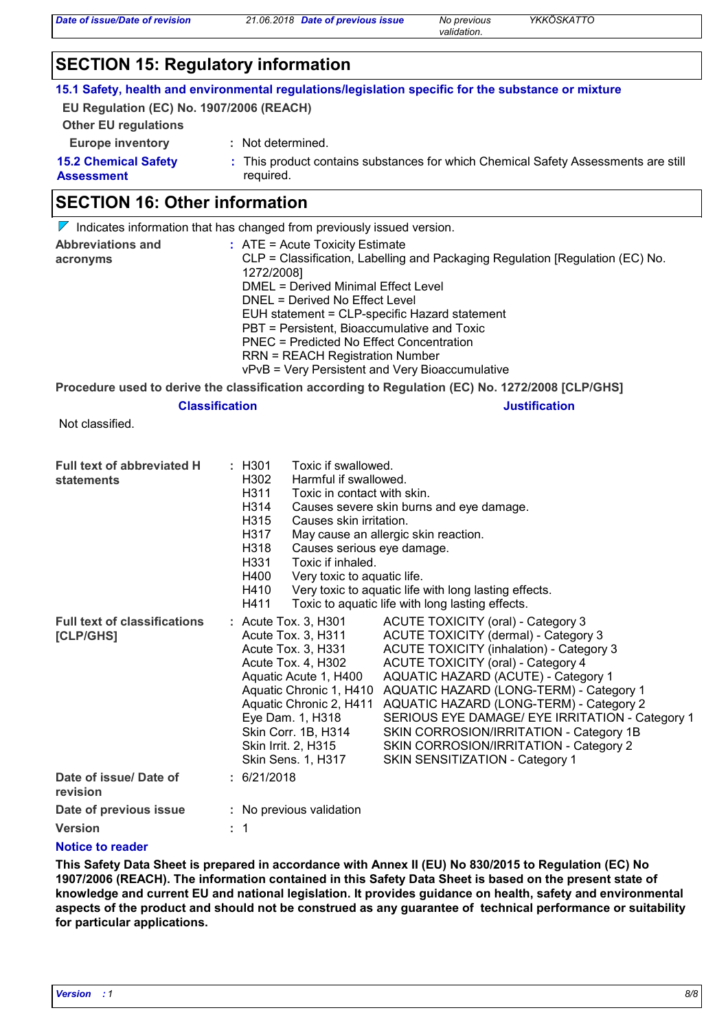## SECTION 15: Regulatory information

### 15.1 Safety, health and environmental regulations/legislation specific for the substance or mixture

**EU Regulation (EC) No. 1907/2006 (REACH)**

**Other EU regulations**

**Europe inventory** : Not determined.

**15.2 Chemical Safety Assessment** : This product contains substances for which Chemical Safety Assessments are still required.

## SECTION 16: Other information

Indicates information that has changed from previously issued version.

**Abbreviations and acronyms** :
ATE = Acute Toxicity Estimate
CLP = Classification, Labelling and Packaging Regulation [Regulation (EC) No. 1272/2008]
DMEL = Derived Minimal Effect Level
DNEL = Derived No Effect Level
EUH statement = CLP-specific Hazard statement
PBT = Persistent, Bioaccumulative and Toxic
PNEC = Predicted No Effect Concentration
RRN = REACH Registration Number
vPvB = Very Persistent and Very Bioaccumulative

**Procedure used to derive the classification according to Regulation (EC) No. 1272/2008 [CLP/GHS]**

| Classification | Justification |
|---|---|
| Not classified. | |

**Full text of abbreviated H statements** :

| | |
|---|---|
| H301 | Toxic if swallowed. |
| H302 | Harmful if swallowed. |
| H311 | Toxic in contact with skin. |
| H314 | Causes severe skin burns and eye damage. |
| H315 | Causes skin irritation. |
| H317 | May cause an allergic skin reaction. |
| H318 | Causes serious eye damage. |
| H331 | Toxic if inhaled. |
| H400 | Very toxic to aquatic life. |
| H410 | Very toxic to aquatic life with long lasting effects. |
| H411 | Toxic to aquatic life with long lasting effects. |

**Full text of classifications [CLP/GHS]** :

| | |
|---|---|
| Acute Tox. 3, H301 | ACUTE TOXICITY (oral) - Category 3 |
| Acute Tox. 3, H311 | ACUTE TOXICITY (dermal) - Category 3 |
| Acute Tox. 3, H331 | ACUTE TOXICITY (inhalation) - Category 3 |
| Acute Tox. 4, H302 | ACUTE TOXICITY (oral) - Category 4 |
| Aquatic Acute 1, H400 | AQUATIC HAZARD (ACUTE) - Category 1 |
| Aquatic Chronic 1, H410 | AQUATIC HAZARD (LONG-TERM) - Category 1 |
| Aquatic Chronic 2, H411 | AQUATIC HAZARD (LONG-TERM) - Category 2 |
| Eye Dam. 1, H318 | SERIOUS EYE DAMAGE/ EYE IRRITATION - Category 1 |
| Skin Corr. 1B, H314 | SKIN CORROSION/IRRITATION - Category 1B |
| Skin Irrit. 2, H315 | SKIN CORROSION/IRRITATION - Category 2 |
| Skin Sens. 1, H317 | SKIN SENSITIZATION - Category 1 |

**Date of issue/ Date of revision** : 6/21/2018

**Date of previous issue** : No previous validation

**Version** : 1

### Notice to reader

**This Safety Data Sheet is prepared in accordance with Annex II (EU) No 830/2015 to Regulation (EC) No 1907/2006 (REACH). The information contained in this Safety Data Sheet is based on the present state of knowledge and current EU and national legislation. It provides guidance on health, safety and environmental aspects of the product and should not be construed as any guarantee of technical performance or suitability for particular applications.**